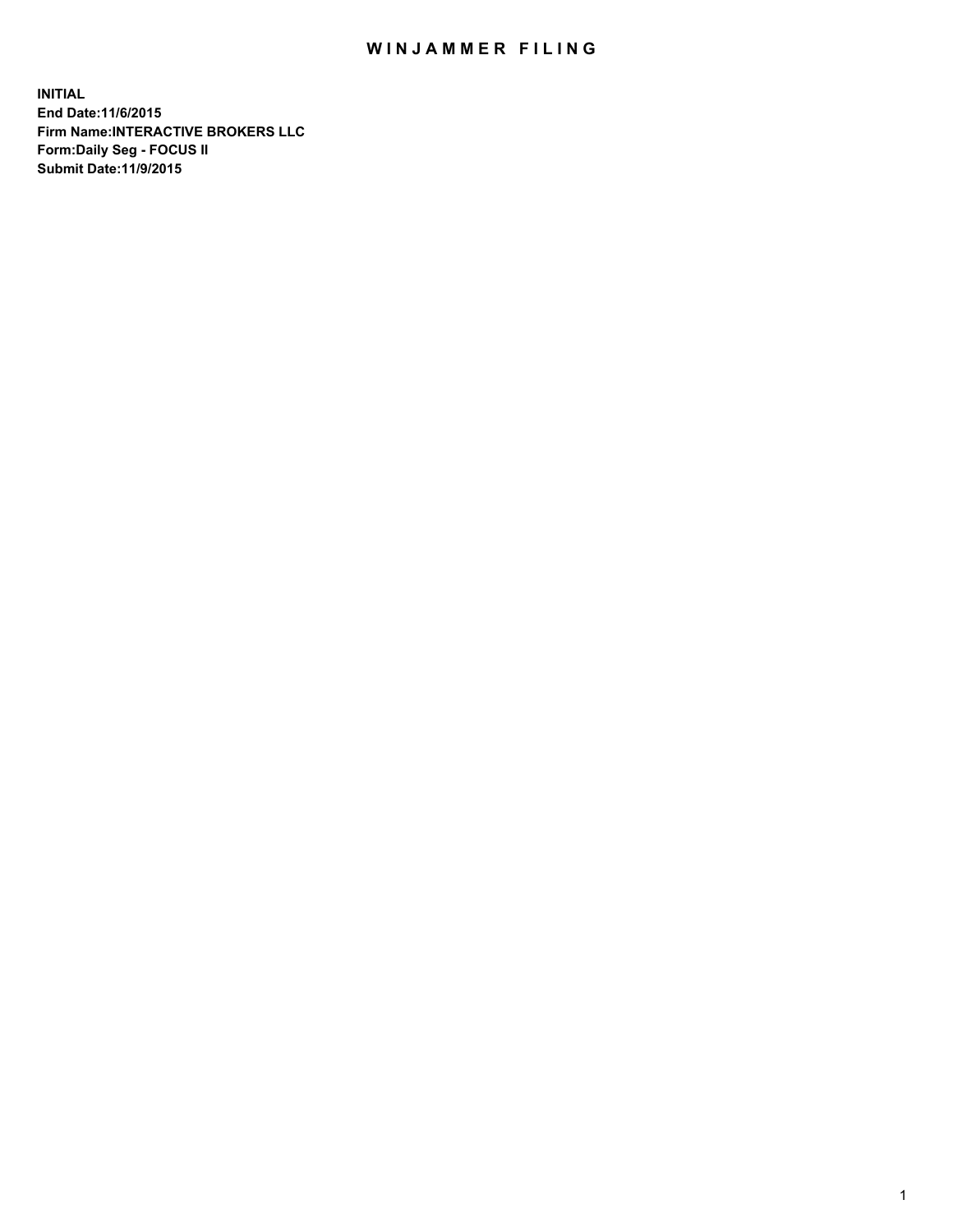# WINJAMMER FILING

**INITIAL**
**End Date:11/6/2015**
**Firm Name:INTERACTIVE BROKERS LLC**
**Form:Daily Seg - FOCUS II**
**Submit Date:11/9/2015**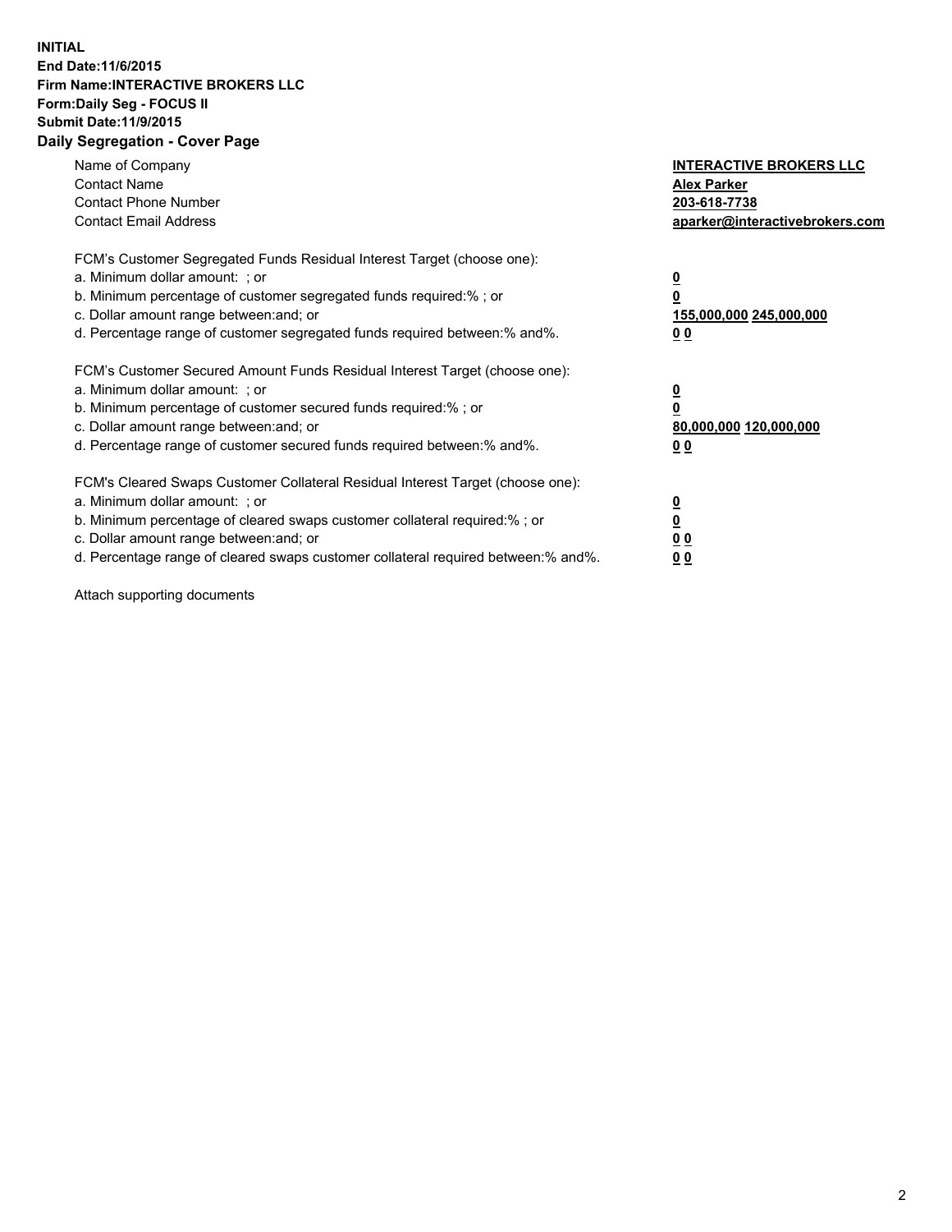**INITIAL**
**End Date:11/6/2015**
**Firm Name:INTERACTIVE BROKERS LLC**
**Form:Daily Seg - FOCUS II**
**Submit Date:11/9/2015**

## Daily Segregation - Cover Page

| | |
|---|---|
| Name of Company | **INTERACTIVE BROKERS LLC** |
| Contact Name | **Alex Parker** |
| Contact Phone Number | **203-618-7738** |
| Contact Email Address | **aparker@interactivebrokers.com** |

FCM's Customer Segregated Funds Residual Interest Target (choose one):

| | |
|---|---|
| a. Minimum dollar amount: ; or | **0** |
| b. Minimum percentage of customer segregated funds required:% ; or | **0** |
| c. Dollar amount range between:and; or | **155,000,000 245,000,000** |
| d. Percentage range of customer segregated funds required between:% and%. | **0 0** |

FCM's Customer Secured Amount Funds Residual Interest Target (choose one):

| | |
|---|---|
| a. Minimum dollar amount: ; or | **0** |
| b. Minimum percentage of customer secured funds required:% ; or | **0** |
| c. Dollar amount range between:and; or | **80,000,000 120,000,000** |
| d. Percentage range of customer secured funds required between:% and%. | **0 0** |

FCM's Cleared Swaps Customer Collateral Residual Interest Target (choose one):

| | |
|---|---|
| a. Minimum dollar amount: ; or | **0** |
| b. Minimum percentage of cleared swaps customer collateral required:% ; or | **0** |
| c. Dollar amount range between:and; or | **0 0** |
| d. Percentage range of cleared swaps customer collateral required between:% and%. | **0 0** |

Attach supporting documents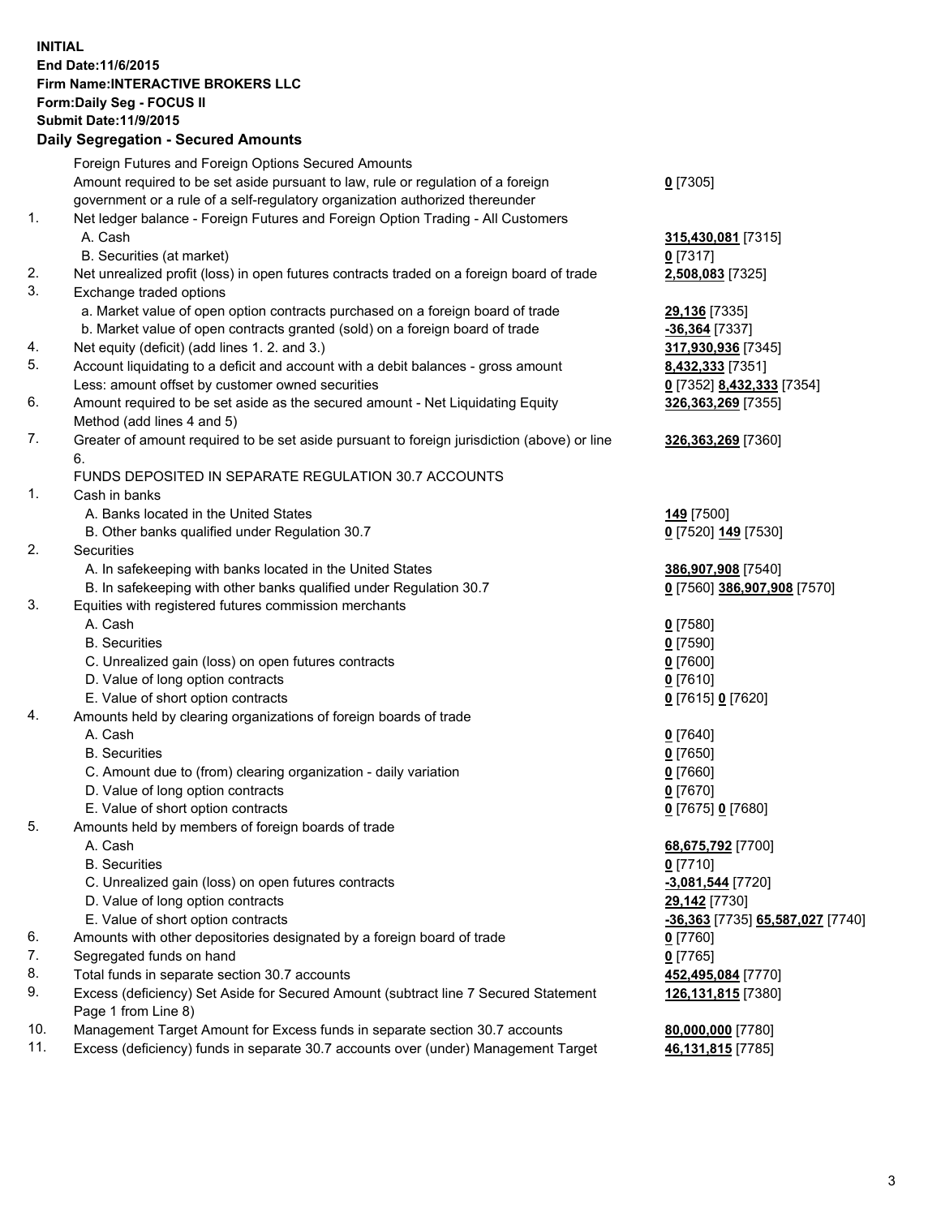**INITIAL**
**End Date:11/6/2015**
**Firm Name:INTERACTIVE BROKERS LLC**
**Form:Daily Seg - FOCUS II**
**Submit Date:11/9/2015**

## Daily Segregation - Secured Amounts

| | | |
|---|---|---|
| | Foreign Futures and Foreign Options Secured Amounts | |
| | Amount required to be set aside pursuant to law, rule or regulation of a foreign government or a rule of a self-regulatory organization authorized thereunder | **0** [7305] |
| 1. | Net ledger balance - Foreign Futures and Foreign Option Trading - All Customers | |
| | A. Cash | **315,430,081** [7315] |
| | B. Securities (at market) | **0** [7317] |
| 2. | Net unrealized profit (loss) in open futures contracts traded on a foreign board of trade | **2,508,083** [7325] |
| 3. | Exchange traded options | |
| | a. Market value of open option contracts purchased on a foreign board of trade | **29,136** [7335] |
| | b. Market value of open contracts granted (sold) on a foreign board of trade | **-36,364** [7337] |
| 4. | Net equity (deficit) (add lines 1. 2. and 3.) | **317,930,936** [7345] |
| 5. | Account liquidating to a deficit and account with a debit balances - gross amount | **8,432,333** [7351] |
| | Less: amount offset by customer owned securities | **0** [7352] **8,432,333** [7354] |
| 6. | Amount required to be set aside as the secured amount - Net Liquidating Equity Method (add lines 4 and 5) | **326,363,269** [7355] |
| 7. | Greater of amount required to be set aside pursuant to foreign jurisdiction (above) or line 6. | **326,363,269** [7360] |
| | FUNDS DEPOSITED IN SEPARATE REGULATION 30.7 ACCOUNTS | |
| 1. | Cash in banks | |
| | A. Banks located in the United States | **149** [7500] |
| | B. Other banks qualified under Regulation 30.7 | **0** [7520] **149** [7530] |
| 2. | Securities | |
| | A. In safekeeping with banks located in the United States | **386,907,908** [7540] |
| | B. In safekeeping with other banks qualified under Regulation 30.7 | **0** [7560] **386,907,908** [7570] |
| 3. | Equities with registered futures commission merchants | |
| | A. Cash | **0** [7580] |
| | B. Securities | **0** [7590] |
| | C. Unrealized gain (loss) on open futures contracts | **0** [7600] |
| | D. Value of long option contracts | **0** [7610] |
| | E. Value of short option contracts | **0** [7615] **0** [7620] |
| 4. | Amounts held by clearing organizations of foreign boards of trade | |
| | A. Cash | **0** [7640] |
| | B. Securities | **0** [7650] |
| | C. Amount due to (from) clearing organization - daily variation | **0** [7660] |
| | D. Value of long option contracts | **0** [7670] |
| | E. Value of short option contracts | **0** [7675] **0** [7680] |
| 5. | Amounts held by members of foreign boards of trade | |
| | A. Cash | **68,675,792** [7700] |
| | B. Securities | **0** [7710] |
| | C. Unrealized gain (loss) on open futures contracts | **-3,081,544** [7720] |
| | D. Value of long option contracts | **29,142** [7730] |
| | E. Value of short option contracts | **-36,363** [7735] **65,587,027** [7740] |
| 6. | Amounts with other depositories designated by a foreign board of trade | **0** [7760] |
| 7. | Segregated funds on hand | **0** [7765] |
| 8. | Total funds in separate section 30.7 accounts | **452,495,084** [7770] |
| 9. | Excess (deficiency) Set Aside for Secured Amount (subtract line 7 Secured Statement Page 1 from Line 8) | **126,131,815** [7380] |
| 10. | Management Target Amount for Excess funds in separate section 30.7 accounts | **80,000,000** [7780] |
| 11. | Excess (deficiency) funds in separate 30.7 accounts over (under) Management Target | **46,131,815** [7785] |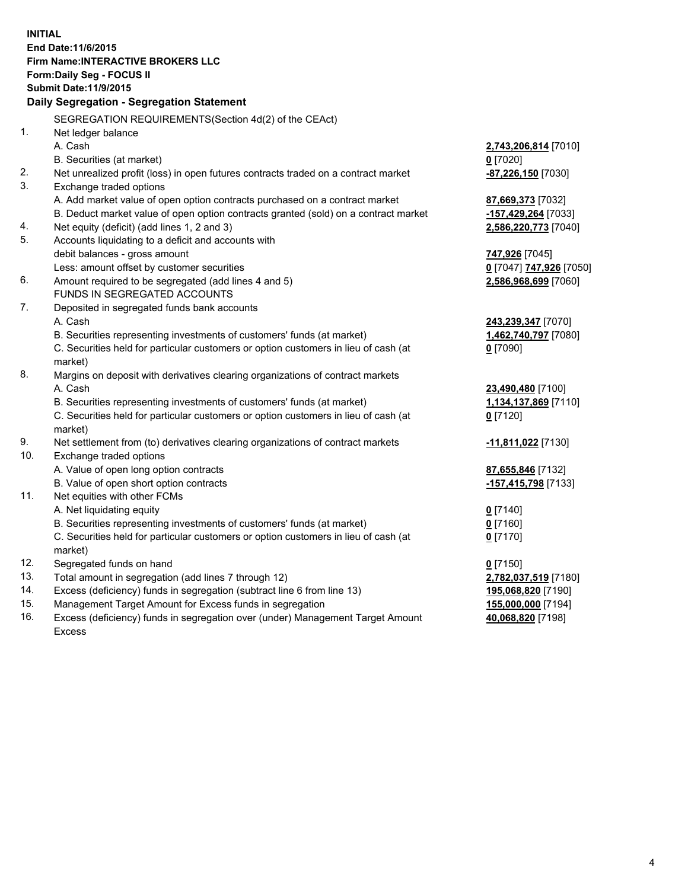**INITIAL**
**End Date:11/6/2015**
**Firm Name:INTERACTIVE BROKERS LLC**
**Form:Daily Seg - FOCUS II**
**Submit Date:11/9/2015**

## Daily Segregation - Segregation Statement

SEGREGATION REQUIREMENTS(Section 4d(2) of the CEAct)

| | | |
|---|---|---|
| 1. | Net ledger balance | |
| | A. Cash | **2,743,206,814** [7010] |
| | B. Securities (at market) | **0** [7020] |
| 2. | Net unrealized profit (loss) in open futures contracts traded on a contract market | **-87,226,150** [7030] |
| 3. | Exchange traded options | |
| | A. Add market value of open option contracts purchased on a contract market | **87,669,373** [7032] |
| | B. Deduct market value of open option contracts granted (sold) on a contract market | **-157,429,264** [7033] |
| 4. | Net equity (deficit) (add lines 1, 2 and 3) | **2,586,220,773** [7040] |
| 5. | Accounts liquidating to a deficit and accounts with debit balances - gross amount | **747,926** [7045] |
| | Less: amount offset by customer securities | **0** [7047] **747,926** [7050] |
| 6. | Amount required to be segregated (add lines 4 and 5) | **2,586,968,699** [7060] |
| | FUNDS IN SEGREGATED ACCOUNTS | |
| 7. | Deposited in segregated funds bank accounts | |
| | A. Cash | **243,239,347** [7070] |
| | B. Securities representing investments of customers' funds (at market) | **1,462,740,797** [7080] |
| | C. Securities held for particular customers or option customers in lieu of cash (at market) | **0** [7090] |
| 8. | Margins on deposit with derivatives clearing organizations of contract markets | |
| | A. Cash | **23,490,480** [7100] |
| | B. Securities representing investments of customers' funds (at market) | **1,134,137,869** [7110] |
| | C. Securities held for particular customers or option customers in lieu of cash (at market) | **0** [7120] |
| 9. | Net settlement from (to) derivatives clearing organizations of contract markets | **-11,811,022** [7130] |
| 10. | Exchange traded options | |
| | A. Value of open long option contracts | **87,655,846** [7132] |
| | B. Value of open short option contracts | **-157,415,798** [7133] |
| 11. | Net equities with other FCMs | |
| | A. Net liquidating equity | **0** [7140] |
| | B. Securities representing investments of customers' funds (at market) | **0** [7160] |
| | C. Securities held for particular customers or option customers in lieu of cash (at market) | **0** [7170] |
| 12. | Segregated funds on hand | **0** [7150] |
| 13. | Total amount in segregation (add lines 7 through 12) | **2,782,037,519** [7180] |
| 14. | Excess (deficiency) funds in segregation (subtract line 6 from line 13) | **195,068,820** [7190] |
| 15. | Management Target Amount for Excess funds in segregation | **155,000,000** [7194] |
| 16. | Excess (deficiency) funds in segregation over (under) Management Target Amount Excess | **40,068,820** [7198] |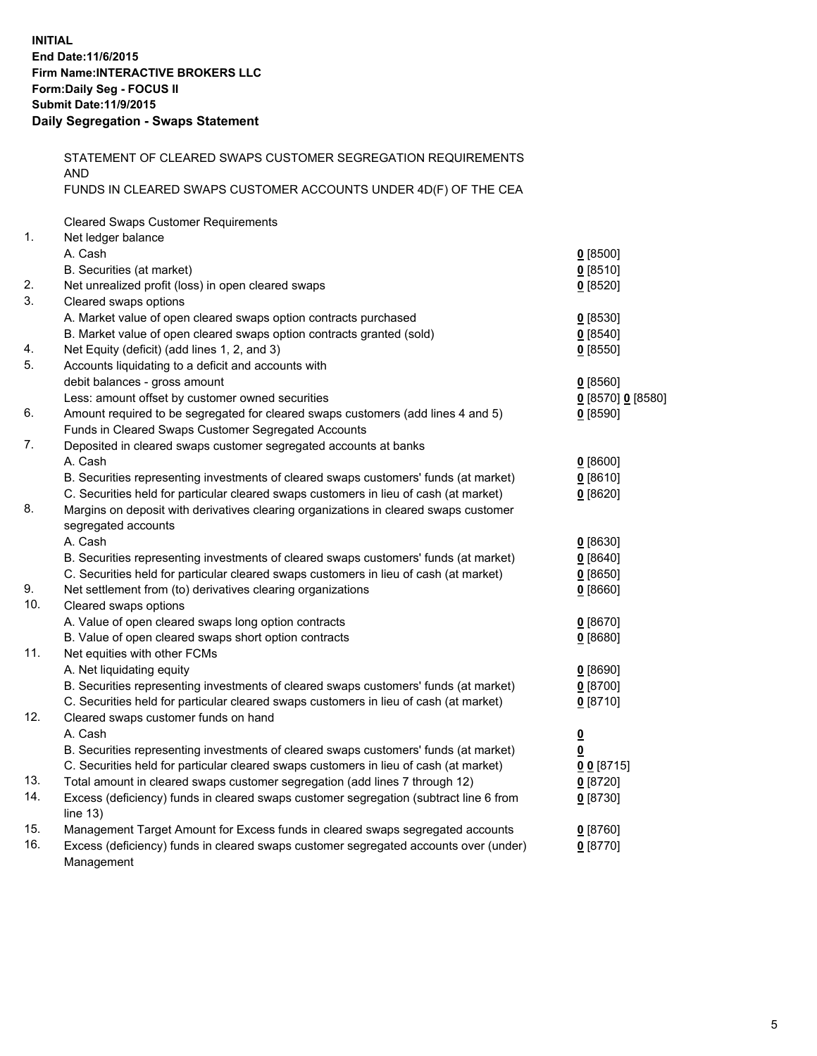**INITIAL**
**End Date:11/6/2015**
**Firm Name:INTERACTIVE BROKERS LLC**
**Form:Daily Seg - FOCUS II**
**Submit Date:11/9/2015**
**Daily Segregation - Swaps Statement**

STATEMENT OF CLEARED SWAPS CUSTOMER SEGREGATION REQUIREMENTS AND FUNDS IN CLEARED SWAPS CUSTOMER ACCOUNTS UNDER 4D(F) OF THE CEA

| | | |
|---|---|---|
| | Cleared Swaps Customer Requirements | |
| 1. | Net ledger balance | |
| | A. Cash | 0 [8500] |
| | B. Securities (at market) | 0 [8510] |
| 2. | Net unrealized profit (loss) in open cleared swaps | 0 [8520] |
| 3. | Cleared swaps options | |
| | A. Market value of open cleared swaps option contracts purchased | 0 [8530] |
| | B. Market value of open cleared swaps option contracts granted (sold) | 0 [8540] |
| 4. | Net Equity (deficit) (add lines 1, 2, and 3) | 0 [8550] |
| 5. | Accounts liquidating to a deficit and accounts with debit balances - gross amount | 0 [8560] |
| | Less: amount offset by customer owned securities | 0 [8570] 0 [8580] |
| 6. | Amount required to be segregated for cleared swaps customers (add lines 4 and 5) | 0 [8590] |
| | Funds in Cleared Swaps Customer Segregated Accounts | |
| 7. | Deposited in cleared swaps customer segregated accounts at banks | |
| | A. Cash | 0 [8600] |
| | B. Securities representing investments of cleared swaps customers' funds (at market) | 0 [8610] |
| | C. Securities held for particular cleared swaps customers in lieu of cash (at market) | 0 [8620] |
| 8. | Margins on deposit with derivatives clearing organizations in cleared swaps customer segregated accounts | |
| | A. Cash | 0 [8630] |
| | B. Securities representing investments of cleared swaps customers' funds (at market) | 0 [8640] |
| | C. Securities held for particular cleared swaps customers in lieu of cash (at market) | 0 [8650] |
| 9. | Net settlement from (to) derivatives clearing organizations | 0 [8660] |
| 10. | Cleared swaps options | |
| | A. Value of open cleared swaps long option contracts | 0 [8670] |
| | B. Value of open cleared swaps short option contracts | 0 [8680] |
| 11. | Net equities with other FCMs | |
| | A. Net liquidating equity | 0 [8690] |
| | B. Securities representing investments of cleared swaps customers' funds (at market) | 0 [8700] |
| | C. Securities held for particular cleared swaps customers in lieu of cash (at market) | 0 [8710] |
| 12. | Cleared swaps customer funds on hand | |
| | A. Cash | 0 |
| | B. Securities representing investments of cleared swaps customers' funds (at market) | 0 |
| | C. Securities held for particular cleared swaps customers in lieu of cash (at market) | 0 0 [8715] |
| 13. | Total amount in cleared swaps customer segregation (add lines 7 through 12) | 0 [8720] |
| 14. | Excess (deficiency) funds in cleared swaps customer segregation (subtract line 6 from line 13) | 0 [8730] |
| 15. | Management Target Amount for Excess funds in cleared swaps segregated accounts | 0 [8760] |
| 16. | Excess (deficiency) funds in cleared swaps customer segregated accounts over (under) Management | 0 [8770] |